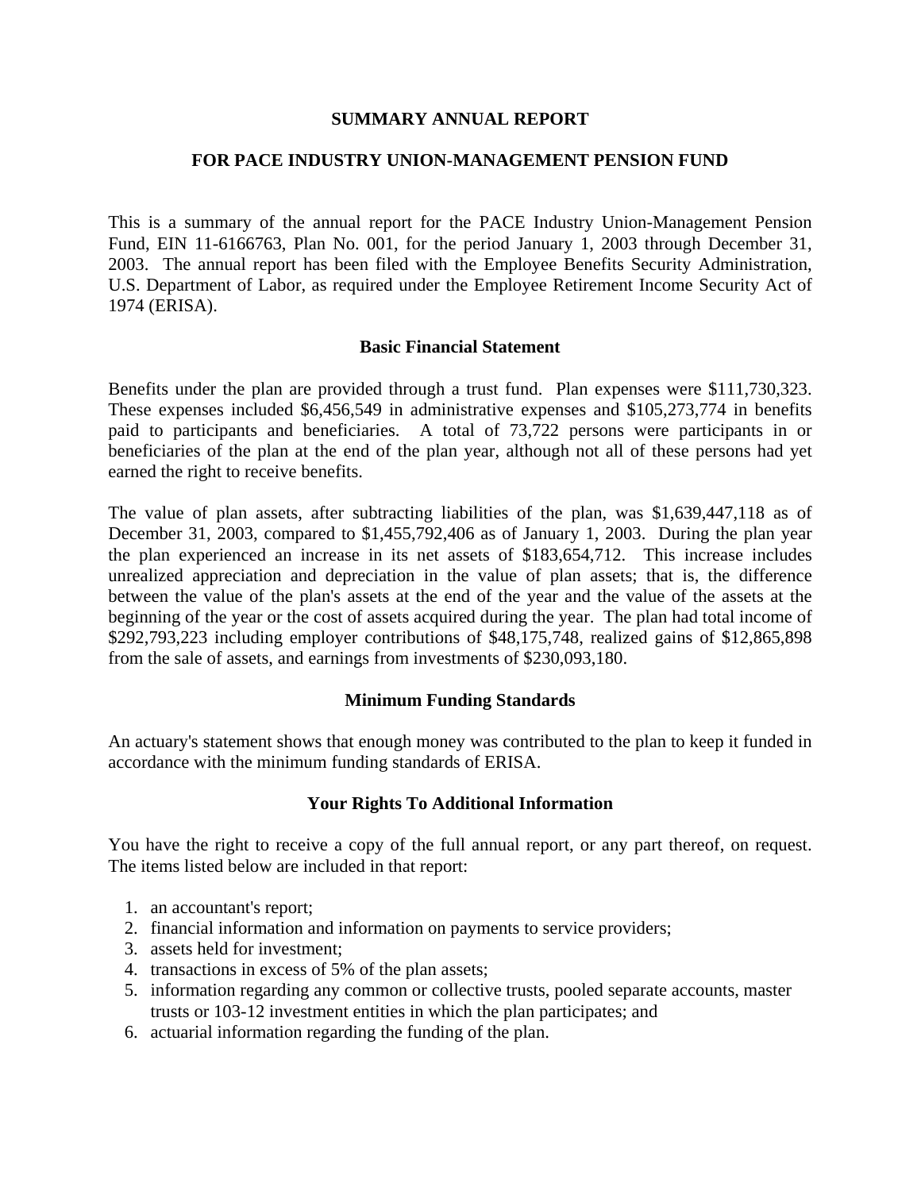# SUMMARY ANNUAL REPORT

## FOR PACE INDUSTRY UNION-MANAGEMENT PENSION FUND

This is a summary of the annual report for the PACE Industry Union-Management Pension Fund, EIN 11-6166763, Plan No. 001, for the period January 1, 2003 through December 31, 2003. The annual report has been filed with the Employee Benefits Security Administration, U.S. Department of Labor, as required under the Employee Retirement Income Security Act of 1974 (ERISA).

### Basic Financial Statement

Benefits under the plan are provided through a trust fund. Plan expenses were $111,730,323. These expenses included $6,456,549 in administrative expenses and $105,273,774 in benefits paid to participants and beneficiaries. A total of 73,722 persons were participants in or beneficiaries of the plan at the end of the plan year, although not all of these persons had yet earned the right to receive benefits.

The value of plan assets, after subtracting liabilities of the plan, was $1,639,447,118 as of December 31, 2003, compared to $1,455,792,406 as of January 1, 2003. During the plan year the plan experienced an increase in its net assets of $183,654,712. This increase includes unrealized appreciation and depreciation in the value of plan assets; that is, the difference between the value of the plan's assets at the end of the year and the value of the assets at the beginning of the year or the cost of assets acquired during the year. The plan had total income of $292,793,223 including employer contributions of $48,175,748, realized gains of $12,865,898 from the sale of assets, and earnings from investments of $230,093,180.

### Minimum Funding Standards

An actuary's statement shows that enough money was contributed to the plan to keep it funded in accordance with the minimum funding standards of ERISA.

### Your Rights To Additional Information

You have the right to receive a copy of the full annual report, or any part thereof, on request. The items listed below are included in that report:

1. an accountant's report;
2. financial information and information on payments to service providers;
3. assets held for investment;
4. transactions in excess of 5% of the plan assets;
5. information regarding any common or collective trusts, pooled separate accounts, master trusts or 103-12 investment entities in which the plan participates; and
6. actuarial information regarding the funding of the plan.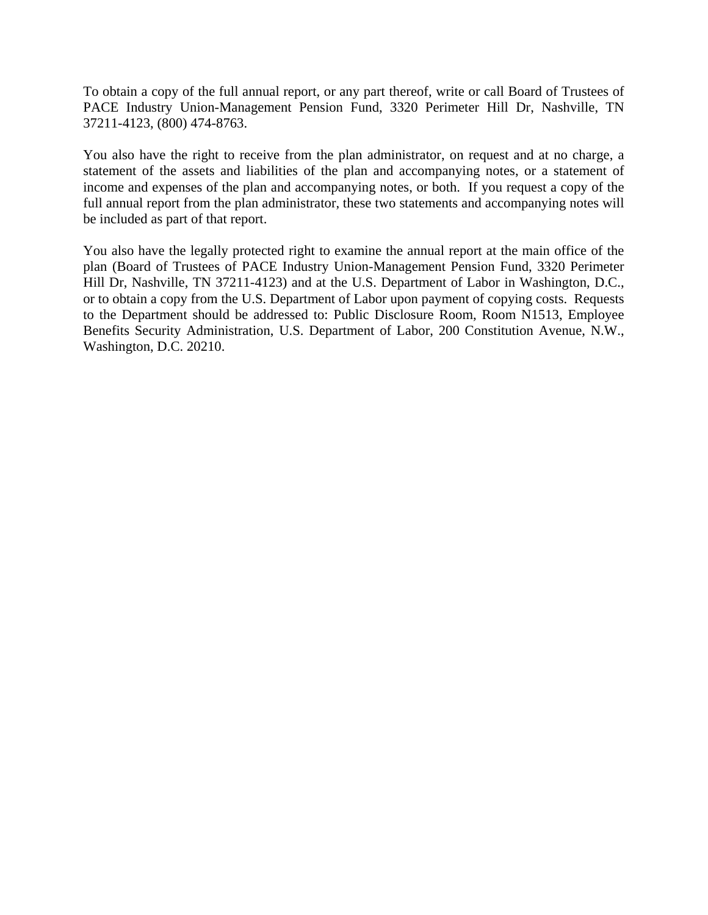To obtain a copy of the full annual report, or any part thereof, write or call Board of Trustees of PACE Industry Union-Management Pension Fund, 3320 Perimeter Hill Dr, Nashville, TN 37211-4123, (800) 474-8763.

You also have the right to receive from the plan administrator, on request and at no charge, a statement of the assets and liabilities of the plan and accompanying notes, or a statement of income and expenses of the plan and accompanying notes, or both. If you request a copy of the full annual report from the plan administrator, these two statements and accompanying notes will be included as part of that report.

You also have the legally protected right to examine the annual report at the main office of the plan (Board of Trustees of PACE Industry Union-Management Pension Fund, 3320 Perimeter Hill Dr, Nashville, TN 37211-4123) and at the U.S. Department of Labor in Washington, D.C., or to obtain a copy from the U.S. Department of Labor upon payment of copying costs. Requests to the Department should be addressed to: Public Disclosure Room, Room N1513, Employee Benefits Security Administration, U.S. Department of Labor, 200 Constitution Avenue, N.W., Washington, D.C. 20210.